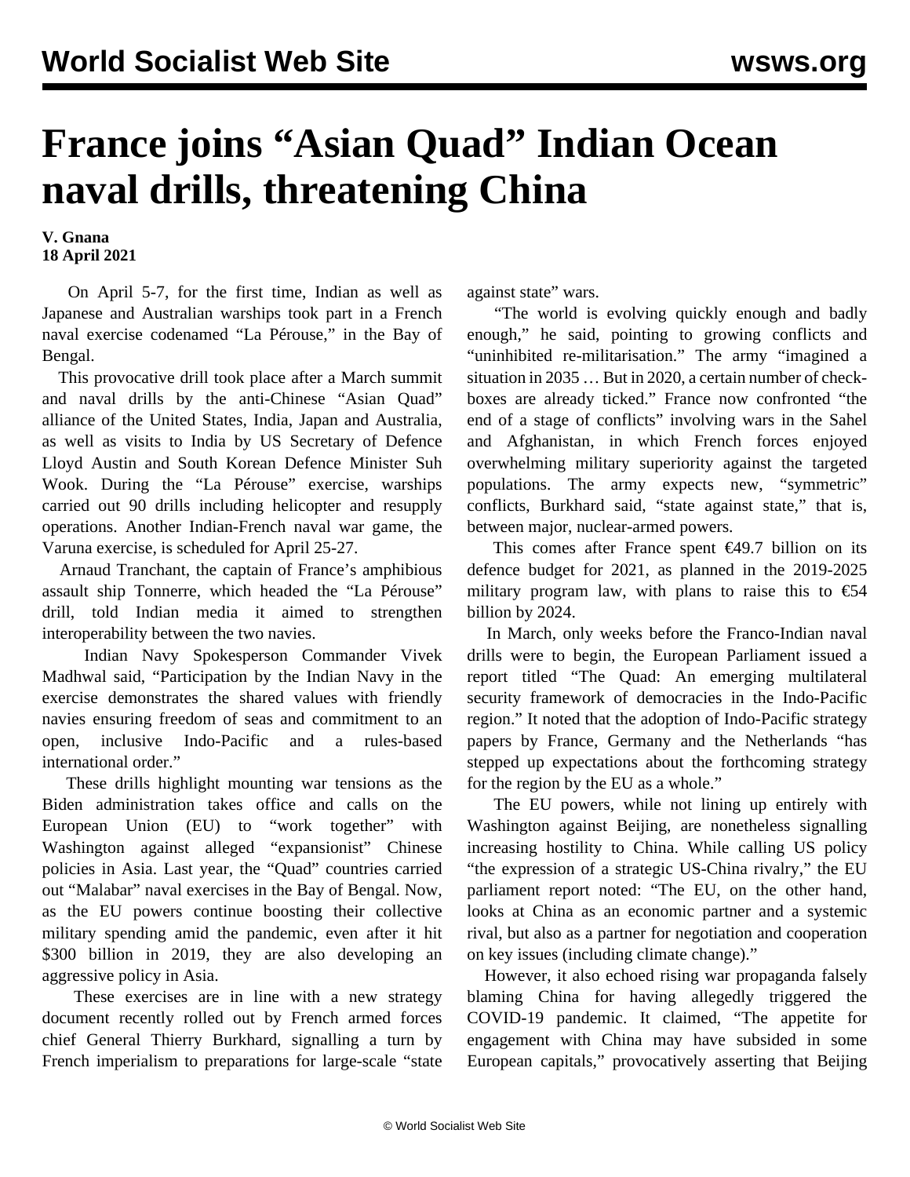# France joins "Asian Quad" Indian Ocean naval drills, threatening China

**V. Gnana**
**18 April 2021**

On April 5-7, for the first time, Indian as well as Japanese and Australian warships took part in a French naval exercise codenamed "La Pérouse," in the Bay of Bengal.

This provocative drill took place after a March summit and naval drills by the anti-Chinese "Asian Quad" alliance of the United States, India, Japan and Australia, as well as visits to India by US Secretary of Defence Lloyd Austin and South Korean Defence Minister Suh Wook. During the "La Pérouse" exercise, warships carried out 90 drills including helicopter and resupply operations. Another Indian-French naval war game, the Varuna exercise, is scheduled for April 25-27.

Arnaud Tranchant, the captain of France's amphibious assault ship Tonnerre, which headed the "La Pérouse" drill, told Indian media it aimed to strengthen interoperability between the two navies.

Indian Navy Spokesperson Commander Vivek Madhwal said, "Participation by the Indian Navy in the exercise demonstrates the shared values with friendly navies ensuring freedom of seas and commitment to an open, inclusive Indo-Pacific and a rules-based international order."

These drills highlight mounting war tensions as the Biden administration takes office and calls on the European Union (EU) to "work together" with Washington against alleged "expansionist" Chinese policies in Asia. Last year, the "Quad" countries carried out "Malabar" naval exercises in the Bay of Bengal. Now, as the EU powers continue boosting their collective military spending amid the pandemic, even after it hit $300 billion in 2019, they are also developing an aggressive policy in Asia.

These exercises are in line with a new strategy document recently rolled out by French armed forces chief General Thierry Burkhard, signalling a turn by French imperialism to preparations for large-scale "state against state" wars.

"The world is evolving quickly enough and badly enough," he said, pointing to growing conflicts and "uninhibited re-militarisation." The army "imagined a situation in 2035 … But in 2020, a certain number of check-boxes are already ticked." France now confronted "the end of a stage of conflicts" involving wars in the Sahel and Afghanistan, in which French forces enjoyed overwhelming military superiority against the targeted populations. The army expects new, "symmetric" conflicts, Burkhard said, "state against state," that is, between major, nuclear-armed powers.

This comes after France spent €49.7 billion on its defence budget for 2021, as planned in the 2019-2025 military program law, with plans to raise this to €54 billion by 2024.

In March, only weeks before the Franco-Indian naval drills were to begin, the European Parliament issued a report titled "The Quad: An emerging multilateral security framework of democracies in the Indo-Pacific region." It noted that the adoption of Indo-Pacific strategy papers by France, Germany and the Netherlands "has stepped up expectations about the forthcoming strategy for the region by the EU as a whole."

The EU powers, while not lining up entirely with Washington against Beijing, are nonetheless signalling increasing hostility to China. While calling US policy "the expression of a strategic US-China rivalry," the EU parliament report noted: "The EU, on the other hand, looks at China as an economic partner and a systemic rival, but also as a partner for negotiation and cooperation on key issues (including climate change)."

However, it also echoed rising war propaganda falsely blaming China for having allegedly triggered the COVID-19 pandemic. It claimed, "The appetite for engagement with China may have subsided in some European capitals," provocatively asserting that Beijing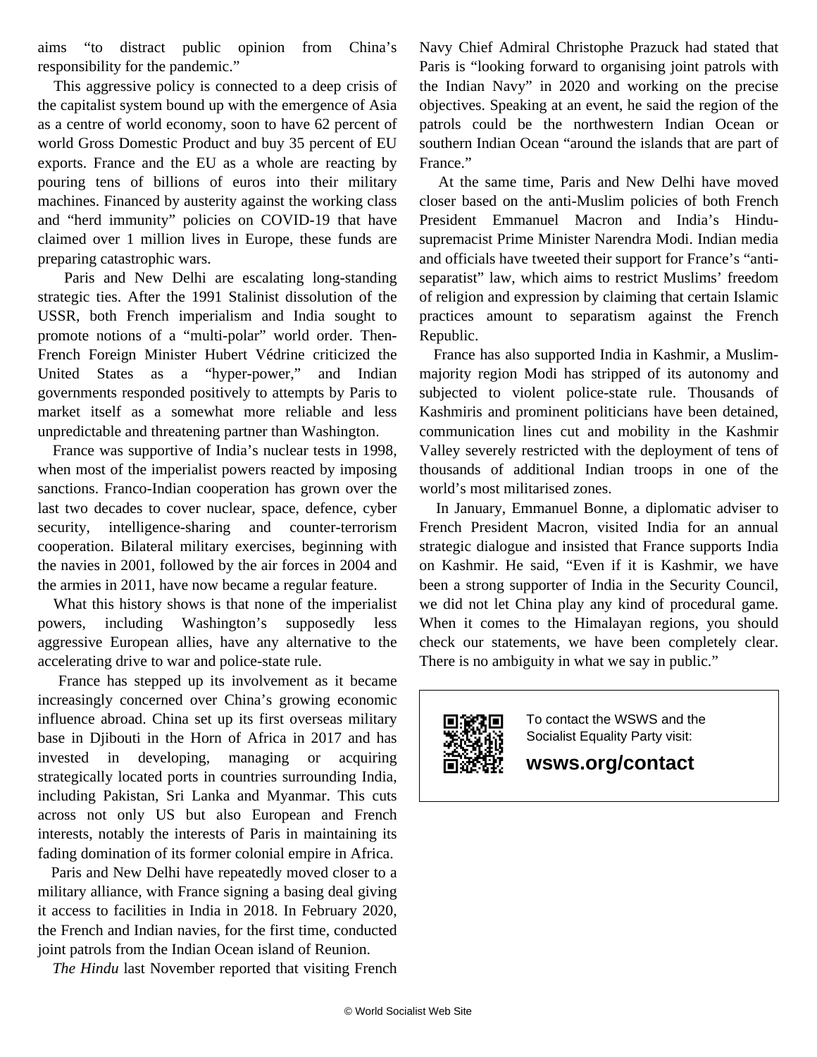aims "to distract public opinion from China's responsibility for the pandemic."

This aggressive policy is connected to a deep crisis of the capitalist system bound up with the emergence of Asia as a centre of world economy, soon to have 62 percent of world Gross Domestic Product and buy 35 percent of EU exports. France and the EU as a whole are reacting by pouring tens of billions of euros into their military machines. Financed by austerity against the working class and "herd immunity" policies on COVID-19 that have claimed over 1 million lives in Europe, these funds are preparing catastrophic wars.

Paris and New Delhi are escalating long-standing strategic ties. After the 1991 Stalinist dissolution of the USSR, both French imperialism and India sought to promote notions of a "multi-polar" world order. Then-French Foreign Minister Hubert Védrine criticized the United States as a "hyper-power," and Indian governments responded positively to attempts by Paris to market itself as a somewhat more reliable and less unpredictable and threatening partner than Washington.

France was supportive of India's nuclear tests in 1998, when most of the imperialist powers reacted by imposing sanctions. Franco-Indian cooperation has grown over the last two decades to cover nuclear, space, defence, cyber security, intelligence-sharing and counter-terrorism cooperation. Bilateral military exercises, beginning with the navies in 2001, followed by the air forces in 2004 and the armies in 2011, have now became a regular feature.

What this history shows is that none of the imperialist powers, including Washington's supposedly less aggressive European allies, have any alternative to the accelerating drive to war and police-state rule.

France has stepped up its involvement as it became increasingly concerned over China's growing economic influence abroad. China set up its first overseas military base in Djibouti in the Horn of Africa in 2017 and has invested in developing, managing or acquiring strategically located ports in countries surrounding India, including Pakistan, Sri Lanka and Myanmar. This cuts across not only US but also European and French interests, notably the interests of Paris in maintaining its fading domination of its former colonial empire in Africa.

Paris and New Delhi have repeatedly moved closer to a military alliance, with France signing a basing deal giving it access to facilities in India in 2018. In February 2020, the French and Indian navies, for the first time, conducted joint patrols from the Indian Ocean island of Reunion.

*The Hindu* last November reported that visiting French Navy Chief Admiral Christophe Prazuck had stated that Paris is "looking forward to organising joint patrols with the Indian Navy" in 2020 and working on the precise objectives. Speaking at an event, he said the region of the patrols could be the northwestern Indian Ocean or southern Indian Ocean "around the islands that are part of France."

At the same time, Paris and New Delhi have moved closer based on the anti-Muslim policies of both French President Emmanuel Macron and India's Hindu-supremacist Prime Minister Narendra Modi. Indian media and officials have tweeted their support for France's "anti-separatist" law, which aims to restrict Muslims' freedom of religion and expression by claiming that certain Islamic practices amount to separatism against the French Republic.

France has also supported India in Kashmir, a Muslim-majority region Modi has stripped of its autonomy and subjected to violent police-state rule. Thousands of Kashmiris and prominent politicians have been detained, communication lines cut and mobility in the Kashmir Valley severely restricted with the deployment of tens of thousands of additional Indian troops in one of the world's most militarised zones.

In January, Emmanuel Bonne, a diplomatic adviser to French President Macron, visited India for an annual strategic dialogue and insisted that France supports India on Kashmir. He said, "Even if it is Kashmir, we have been a strong supporter of India in the Security Council, we did not let China play any kind of procedural game. When it comes to the Himalayan regions, you should check our statements, we have been completely clear. There is no ambiguity in what we say in public."

To contact the WSWS and the Socialist Equality Party visit:

**wsws.org/contact**